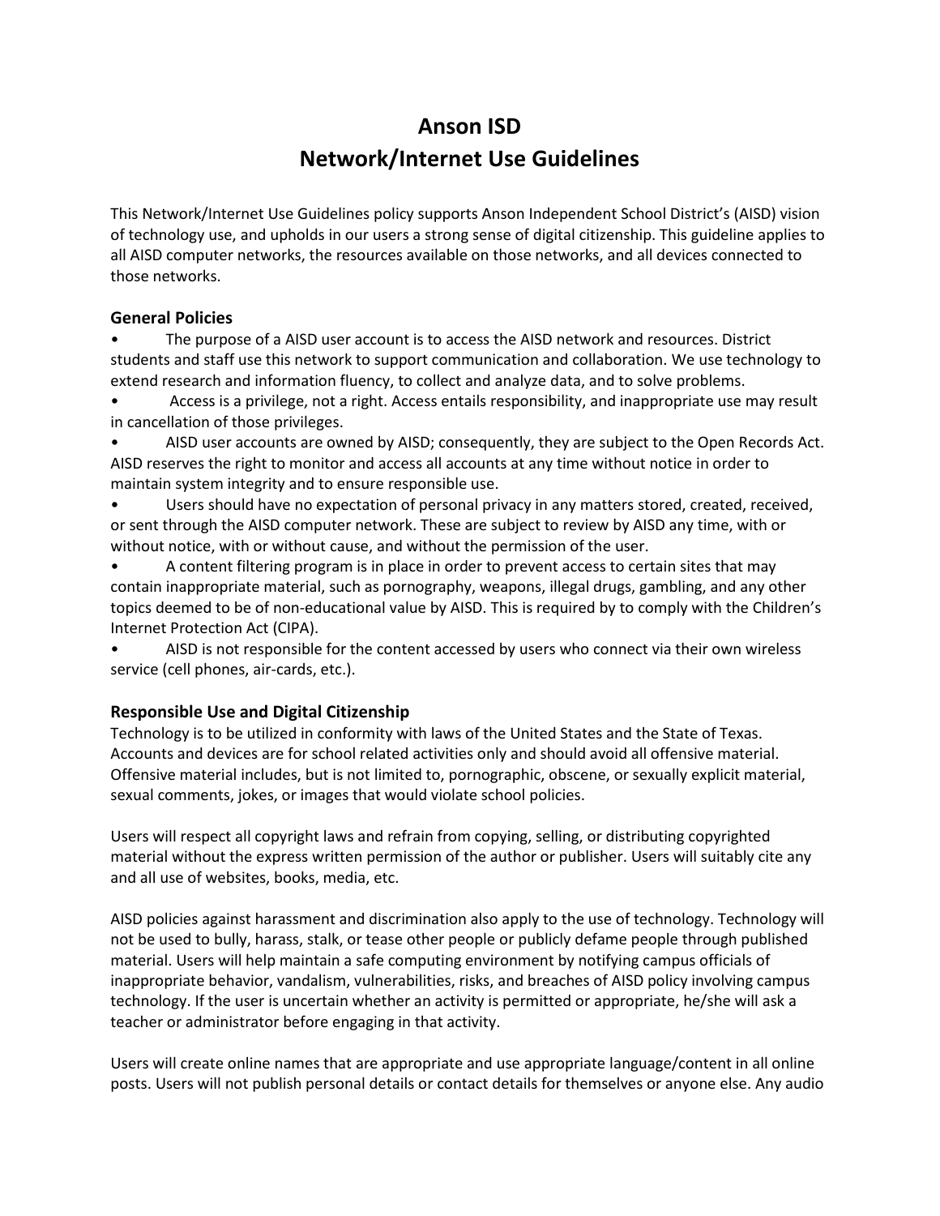# Anson ISD
# Network/Internet Use Guidelines

This Network/Internet Use Guidelines policy supports Anson Independent School District's (AISD) vision of technology use, and upholds in our users a strong sense of digital citizenship. This guideline applies to all AISD computer networks, the resources available on those networks, and all devices connected to those networks.

### General Policies

- The purpose of a AISD user account is to access the AISD network and resources. District students and staff use this network to support communication and collaboration. We use technology to extend research and information fluency, to collect and analyze data, and to solve problems.
- Access is a privilege, not a right. Access entails responsibility, and inappropriate use may result in cancellation of those privileges.
- AISD user accounts are owned by AISD; consequently, they are subject to the Open Records Act. AISD reserves the right to monitor and access all accounts at any time without notice in order to maintain system integrity and to ensure responsible use.
- Users should have no expectation of personal privacy in any matters stored, created, received, or sent through the AISD computer network. These are subject to review by AISD any time, with or without notice, with or without cause, and without the permission of the user.
- A content filtering program is in place in order to prevent access to certain sites that may contain inappropriate material, such as pornography, weapons, illegal drugs, gambling, and any other topics deemed to be of non-educational value by AISD. This is required by to comply with the Children's Internet Protection Act (CIPA).
- AISD is not responsible for the content accessed by users who connect via their own wireless service (cell phones, air-cards, etc.).

### Responsible Use and Digital Citizenship

Technology is to be utilized in conformity with laws of the United States and the State of Texas. Accounts and devices are for school related activities only and should avoid all offensive material. Offensive material includes, but is not limited to, pornographic, obscene, or sexually explicit material, sexual comments, jokes, or images that would violate school policies.

Users will respect all copyright laws and refrain from copying, selling, or distributing copyrighted material without the express written permission of the author or publisher. Users will suitably cite any and all use of websites, books, media, etc.

AISD policies against harassment and discrimination also apply to the use of technology. Technology will not be used to bully, harass, stalk, or tease other people or publicly defame people through published material. Users will help maintain a safe computing environment by notifying campus officials of inappropriate behavior, vandalism, vulnerabilities, risks, and breaches of AISD policy involving campus technology. If the user is uncertain whether an activity is permitted or appropriate, he/she will ask a teacher or administrator before engaging in that activity.

Users will create online names that are appropriate and use appropriate language/content in all online posts. Users will not publish personal details or contact details for themselves or anyone else. Any audio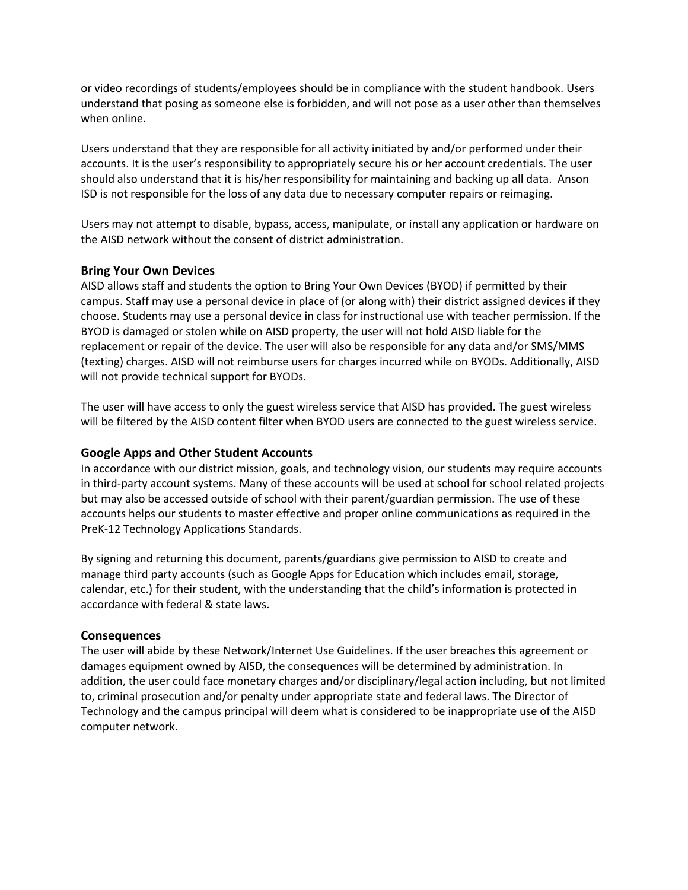or video recordings of students/employees should be in compliance with the student handbook. Users understand that posing as someone else is forbidden, and will not pose as a user other than themselves when online.

Users understand that they are responsible for all activity initiated by and/or performed under their accounts. It is the user's responsibility to appropriately secure his or her account credentials. The user should also understand that it is his/her responsibility for maintaining and backing up all data. Anson ISD is not responsible for the loss of any data due to necessary computer repairs or reimaging.

Users may not attempt to disable, bypass, access, manipulate, or install any application or hardware on the AISD network without the consent of district administration.

### Bring Your Own Devices

AISD allows staff and students the option to Bring Your Own Devices (BYOD) if permitted by their campus. Staff may use a personal device in place of (or along with) their district assigned devices if they choose. Students may use a personal device in class for instructional use with teacher permission. If the BYOD is damaged or stolen while on AISD property, the user will not hold AISD liable for the replacement or repair of the device. The user will also be responsible for any data and/or SMS/MMS (texting) charges. AISD will not reimburse users for charges incurred while on BYODs. Additionally, AISD will not provide technical support for BYODs.

The user will have access to only the guest wireless service that AISD has provided. The guest wireless will be filtered by the AISD content filter when BYOD users are connected to the guest wireless service.

### Google Apps and Other Student Accounts

In accordance with our district mission, goals, and technology vision, our students may require accounts in third-party account systems. Many of these accounts will be used at school for school related projects but may also be accessed outside of school with their parent/guardian permission. The use of these accounts helps our students to master effective and proper online communications as required in the PreK-12 Technology Applications Standards.

By signing and returning this document, parents/guardians give permission to AISD to create and manage third party accounts (such as Google Apps for Education which includes email, storage, calendar, etc.) for their student, with the understanding that the child's information is protected in accordance with federal & state laws.

### Consequences

The user will abide by these Network/Internet Use Guidelines. If the user breaches this agreement or damages equipment owned by AISD, the consequences will be determined by administration. In addition, the user could face monetary charges and/or disciplinary/legal action including, but not limited to, criminal prosecution and/or penalty under appropriate state and federal laws. The Director of Technology and the campus principal will deem what is considered to be inappropriate use of the AISD computer network.